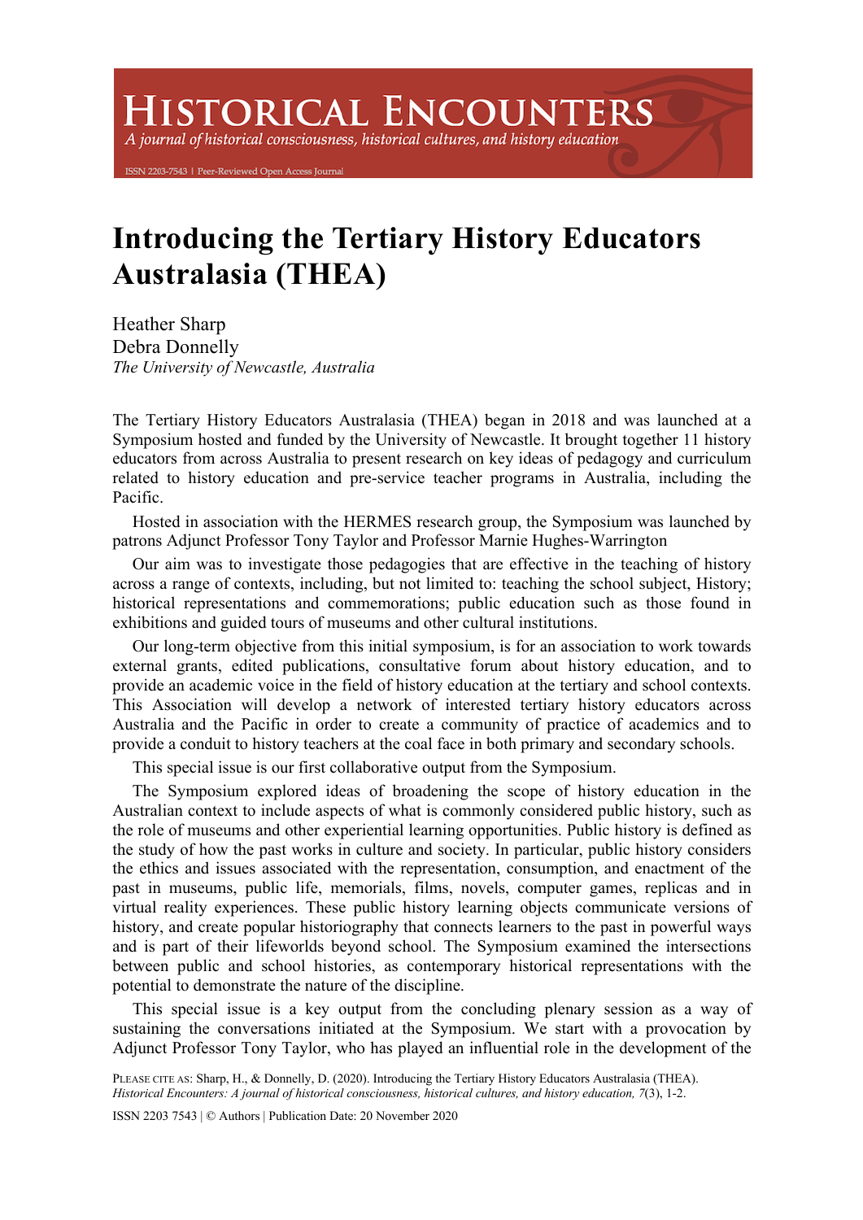# Introducing the Tertiary History Educators Australasia (THEA)

Heather Sharp
Debra Donnelly
*The University of Newcastle, Australia*

The Tertiary History Educators Australasia (THEA) began in 2018 and was launched at a Symposium hosted and funded by the University of Newcastle. It brought together 11 history educators from across Australia to present research on key ideas of pedagogy and curriculum related to history education and pre-service teacher programs in Australia, including the Pacific.

Hosted in association with the HERMES research group, the Symposium was launched by patrons Adjunct Professor Tony Taylor and Professor Marnie Hughes-Warrington

Our aim was to investigate those pedagogies that are effective in the teaching of history across a range of contexts, including, but not limited to: teaching the school subject, History; historical representations and commemorations; public education such as those found in exhibitions and guided tours of museums and other cultural institutions.

Our long-term objective from this initial symposium, is for an association to work towards external grants, edited publications, consultative forum about history education, and to provide an academic voice in the field of history education at the tertiary and school contexts. This Association will develop a network of interested tertiary history educators across Australia and the Pacific in order to create a community of practice of academics and to provide a conduit to history teachers at the coal face in both primary and secondary schools.

This special issue is our first collaborative output from the Symposium.

The Symposium explored ideas of broadening the scope of history education in the Australian context to include aspects of what is commonly considered public history, such as the role of museums and other experiential learning opportunities. Public history is defined as the study of how the past works in culture and society. In particular, public history considers the ethics and issues associated with the representation, consumption, and enactment of the past in museums, public life, memorials, films, novels, computer games, replicas and in virtual reality experiences. These public history learning objects communicate versions of history, and create popular historiography that connects learners to the past in powerful ways and is part of their lifeworlds beyond school. The Symposium examined the intersections between public and school histories, as contemporary historical representations with the potential to demonstrate the nature of the discipline.

This special issue is a key output from the concluding plenary session as a way of sustaining the conversations initiated at the Symposium. We start with a provocation by Adjunct Professor Tony Taylor, who has played an influential role in the development of the

PLEASE CITE AS: Sharp, H., & Donnelly, D. (2020). Introducing the Tertiary History Educators Australasia (THEA). *Historical Encounters: A journal of historical consciousness, historical cultures, and history education, 7*(3), 1-2.

ISSN 2203 7543 | © Authors | Publication Date: 20 November 2020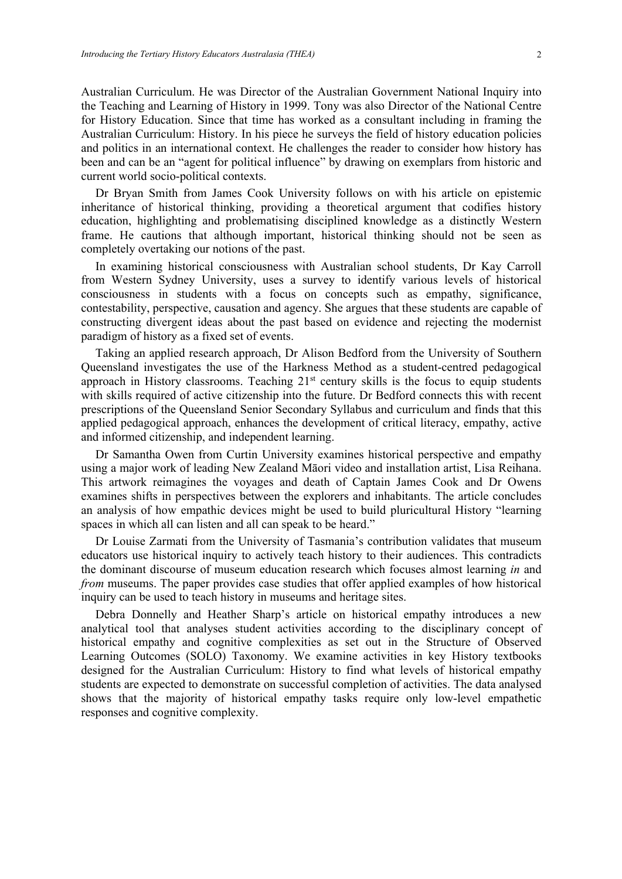Australian Curriculum. He was Director of the Australian Government National Inquiry into the Teaching and Learning of History in 1999. Tony was also Director of the National Centre for History Education. Since that time has worked as a consultant including in framing the Australian Curriculum: History. In his piece he surveys the field of history education policies and politics in an international context. He challenges the reader to consider how history has been and can be an "agent for political influence" by drawing on exemplars from historic and current world socio-political contexts.

Dr Bryan Smith from James Cook University follows on with his article on epistemic inheritance of historical thinking, providing a theoretical argument that codifies history education, highlighting and problematising disciplined knowledge as a distinctly Western frame. He cautions that although important, historical thinking should not be seen as completely overtaking our notions of the past.

In examining historical consciousness with Australian school students, Dr Kay Carroll from Western Sydney University, uses a survey to identify various levels of historical consciousness in students with a focus on concepts such as empathy, significance, contestability, perspective, causation and agency. She argues that these students are capable of constructing divergent ideas about the past based on evidence and rejecting the modernist paradigm of history as a fixed set of events.

Taking an applied research approach, Dr Alison Bedford from the University of Southern Queensland investigates the use of the Harkness Method as a student-centred pedagogical approach in History classrooms. Teaching 21st century skills is the focus to equip students with skills required of active citizenship into the future. Dr Bedford connects this with recent prescriptions of the Queensland Senior Secondary Syllabus and curriculum and finds that this applied pedagogical approach, enhances the development of critical literacy, empathy, active and informed citizenship, and independent learning.

Dr Samantha Owen from Curtin University examines historical perspective and empathy using a major work of leading New Zealand Māori video and installation artist, Lisa Reihana. This artwork reimagines the voyages and death of Captain James Cook and Dr Owens examines shifts in perspectives between the explorers and inhabitants. The article concludes an analysis of how empathic devices might be used to build pluricultural History "learning spaces in which all can listen and all can speak to be heard."

Dr Louise Zarmati from the University of Tasmania's contribution validates that museum educators use historical inquiry to actively teach history to their audiences. This contradicts the dominant discourse of museum education research which focuses almost learning *in* and *from* museums. The paper provides case studies that offer applied examples of how historical inquiry can be used to teach history in museums and heritage sites.

Debra Donnelly and Heather Sharp's article on historical empathy introduces a new analytical tool that analyses student activities according to the disciplinary concept of historical empathy and cognitive complexities as set out in the Structure of Observed Learning Outcomes (SOLO) Taxonomy. We examine activities in key History textbooks designed for the Australian Curriculum: History to find what levels of historical empathy students are expected to demonstrate on successful completion of activities. The data analysed shows that the majority of historical empathy tasks require only low-level empathetic responses and cognitive complexity.